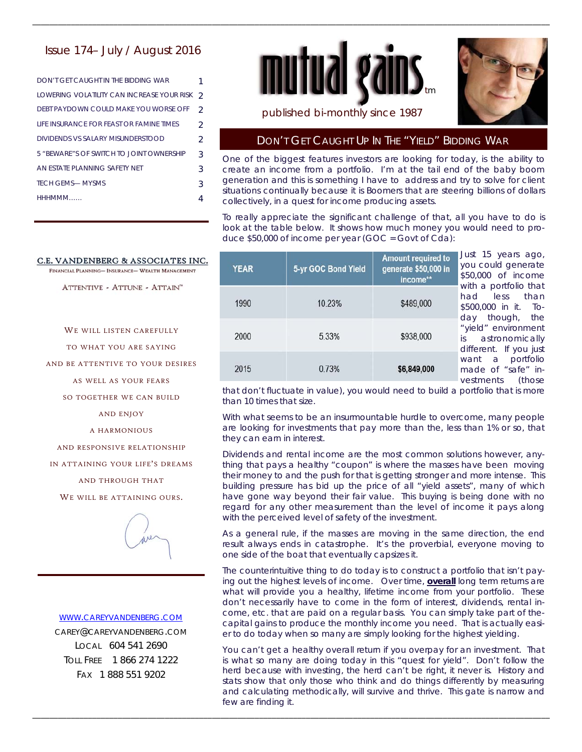# Issue 174– July / August 2016

| | |
|---|---|
| DON'T GET CAUGHT IN THE BIDDING WAR | 1 |
| LOWERING VOLATILITY CAN INCREASE YOUR RISK | 2 |
| DEBT PAYDOWN COULD MAKE YOU WORSE OFF | 2 |
| LIFE INSURANCE FOR FEAST OR FAMINE TIMES | 2 |
| DIVIDENDS VS SALARY MISUNDERSTOOD | 2 |
| 5 "BEWARE"S OF SWITCH TO JOINT OWNERSHIP | 3 |
| AN ESTATE PLANNING SAFETY NET | 3 |
| TECH GEMS— MYSMS | 3 |
| HHHMMM...... | 4 |

**mutual gains**™

published bi-monthly since 1987

**C.E. VANDENBERG & ASSOCIATES INC.**

FINANCIAL PLANNING— INSURANCE— WEALTH MANAGEMENT

ATTENTIVE - ATTUNE - ATTAIN™

WE WILL LISTEN CAREFULLY
TO WHAT YOU ARE SAYING
AND BE ATTENTIVE TO YOUR DESIRES
AS WELL AS YOUR FEARS
SO TOGETHER WE CAN BUILD
AND ENJOY
A HARMONIOUS
AND RESPONSIVE RELATIONSHIP
IN ATTAINING YOUR LIFE'S DREAMS
AND THROUGH THAT
WE WILL BE ATTAINING OURS.

WWW.CAREYVANDENBERG.COM
CAREY@CAREYVANDENBERG.COM
LOCAL 604 541 2690
TOLL FREE 1 866 274 1222
FAX 1 888 551 9202

## DON'T GET CAUGHT UP IN THE "YIELD" BIDDING WAR

One of the biggest features investors are looking for today, is the ability to create an income from a portfolio. I'm at the tail end of the baby boom generation and this is something I have to address and try to solve for client situations continually because it is Boomers that are steering billions of dollars collectively, in a quest for income producing assets.

To really appreciate the significant challenge of that, all you have to do is look at the table below. It shows how much money you would need to produce $50,000 of income per year (GOC = Govt of Cda):

| YEAR | 5-yr GOC Bond Yield | Amount required to generate $50,000 in income** |
|---|---|---|
| 1990 | 10.23% | $489,000 |
| 2000 | 5.33% | $938,000 |
| 2015 | 0.73% | **$6,849,000** |

Just 15 years ago, you could generate $50,000 of income with a portfolio that had less than $500,000 in it. Today though, the "yield" environment is astronomically different. If you just want a portfolio made of "safe" investments (those that don't fluctuate in value), you would need to build a portfolio that is more than 10 times that size.

With what seems to be an insurmountable hurdle to overcome, many people are looking for investments that pay more than the, less than 1% or so, that they can earn in interest.

Dividends and rental income are the most common solutions however, anything that pays a healthy "coupon" is where the masses have been moving their money to and the push for that is getting stronger and more intense. This building pressure has bid up the price of all "yield assets", many of which have gone way beyond their fair value. This buying is being done with no regard for any other measurement than the level of income it pays along with the perceived level of safety of the investment.

As a general rule, if the masses are moving in the same direction, the end result always ends in catastrophe. It's the proverbial, everyone moving to one side of the boat that eventually capsizes it.

The counterintuitive thing to do today is to construct a portfolio that isn't paying out the highest levels of income. Over time, **overall** long term returns are what will provide you a healthy, lifetime income from your portfolio. These don't necessarily have to come in the form of interest, dividends, rental income, etc. that are paid on a regular basis. You can simply take part of the capital gains to produce the monthly income you need. That is actually easier to do today when so many are simply looking for the highest yielding.

You can't get a healthy overall return if you overpay for an investment. That is what so many are doing today in this "quest for yield". Don't follow the herd because with investing, the herd can't be right, it never is. History and stats show that only those who think and do things differently by measuring and calculating methodically, will survive and thrive. This gate is narrow and few are finding it.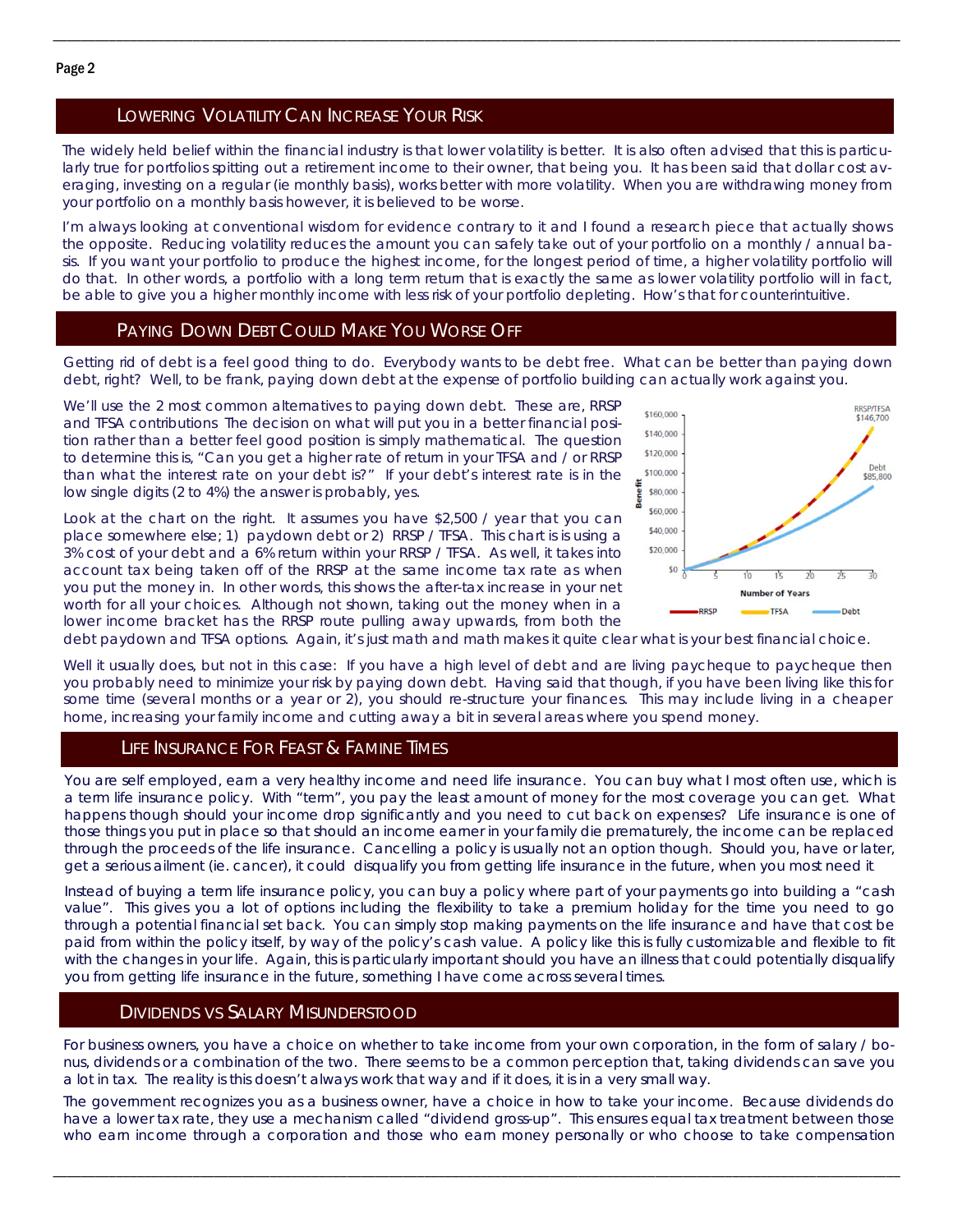## Lowering Volatility Can Increase Your Risk

The widely held belief within the financial industry is that lower volatility is better. It is also often advised that this is particularly true for portfolios spitting out a retirement income to their owner, that being you. It has been said that dollar cost averaging, investing on a regular (ie monthly basis), works better with more volatility. When you are withdrawing money from your portfolio on a monthly basis however, it is believed to be worse.

I'm always looking at conventional wisdom for evidence contrary to it and I found a research piece that actually shows the opposite. Reducing volatility reduces the amount you can safely take out of your portfolio on a monthly / annual basis. If you want your portfolio to produce the highest income, for the longest period of time, a higher volatility portfolio will do that. In other words, a portfolio with a long term return that is exactly the same as lower volatility portfolio will in fact, be able to give you a higher monthly income with less risk of your portfolio depleting. How's that for counterintuitive.

## Paying Down Debt Could Make You Worse Off

Getting rid of debt is a feel good thing to do. Everybody wants to be debt free. What can be better than paying down debt, right? Well, to be frank, paying down debt at the expense of portfolio building can actually work against you.

We'll use the 2 most common alternatives to paying down debt. These are, RRSP and TFSA contributions The decision on what will put you in a better financial position rather than a better feel good position is simply mathematical. The question to determine this is, "Can you get a higher rate of return in your TFSA and / or RRSP than what the interest rate on your debt is?" If your debt's interest rate is in the low single digits (2 to 4%) the answer is probably, yes.

Look at the chart on the right. It assumes you have $2,500 / year that you can place somewhere else; 1) paydown debt or 2) RRSP / TFSA. This chart is is using a 3% cost of your debt and a 6% return within your RRSP / TFSA. As well, it takes into account tax being taken off of the RRSP at the same income tax rate as when you put the money in. In other words, this shows the after-tax increase in your net worth for all your choices. Although not shown, taking out the money when in a lower income bracket has the RRSP route pulling away upwards, from both the debt paydown and TFSA options. Again, it's just math and math makes it quite clear what is your best financial choice.

Well it usually does, but not in this case: If you have a high level of debt and are living paycheque to paycheque then you probably need to minimize your risk by paying down debt. Having said that though, if you have been living like this for some time (several months or a year or 2), you should re-structure your finances. This may include living in a cheaper home, increasing your family income and cutting away a bit in several areas where you spend money.

## Life Insurance For Feast & Famine Times

You are self employed, earn a very healthy income and need life insurance. You can buy what I most often use, which is a term life insurance policy. With "term", you pay the least amount of money for the most coverage you can get. What happens though should your income drop significantly and you need to cut back on expenses? Life insurance is one of those things you put in place so that should an income earner in your family die prematurely, the income can be replaced through the proceeds of the life insurance. Cancelling a policy is usually not an option though. Should you, have or later, get a serious ailment (ie. cancer), it could disqualify you from getting life insurance in the future, when you most need it

Instead of buying a term life insurance policy, you can buy a policy where part of your payments go into building a "cash value". This gives you a lot of options including the flexibility to take a premium holiday for the time you need to go through a potential financial set back. You can simply stop making payments on the life insurance and have that cost be paid from within the policy itself, by way of the policy's cash value. A policy like this is fully customizable and flexible to fit with the changes in your life. Again, this is particularly important should you have an illness that could potentially disqualify you from getting life insurance in the future, something I have come across several times.

## Dividends vs Salary Misunderstood

For business owners, you have a choice on whether to take income from your own corporation, in the form of salary / bonus, dividends or a combination of the two. There seems to be a common perception that, taking dividends can save you a lot in tax. The reality is this doesn't always work that way and if it does, it is in a very small way.

The government recognizes you as a business owner, have a choice in how to take your income. Because dividends do have a lower tax rate, they use a mechanism called "dividend gross-up". This ensures equal tax treatment between those who earn income through a corporation and those who earn money personally or who choose to take compensation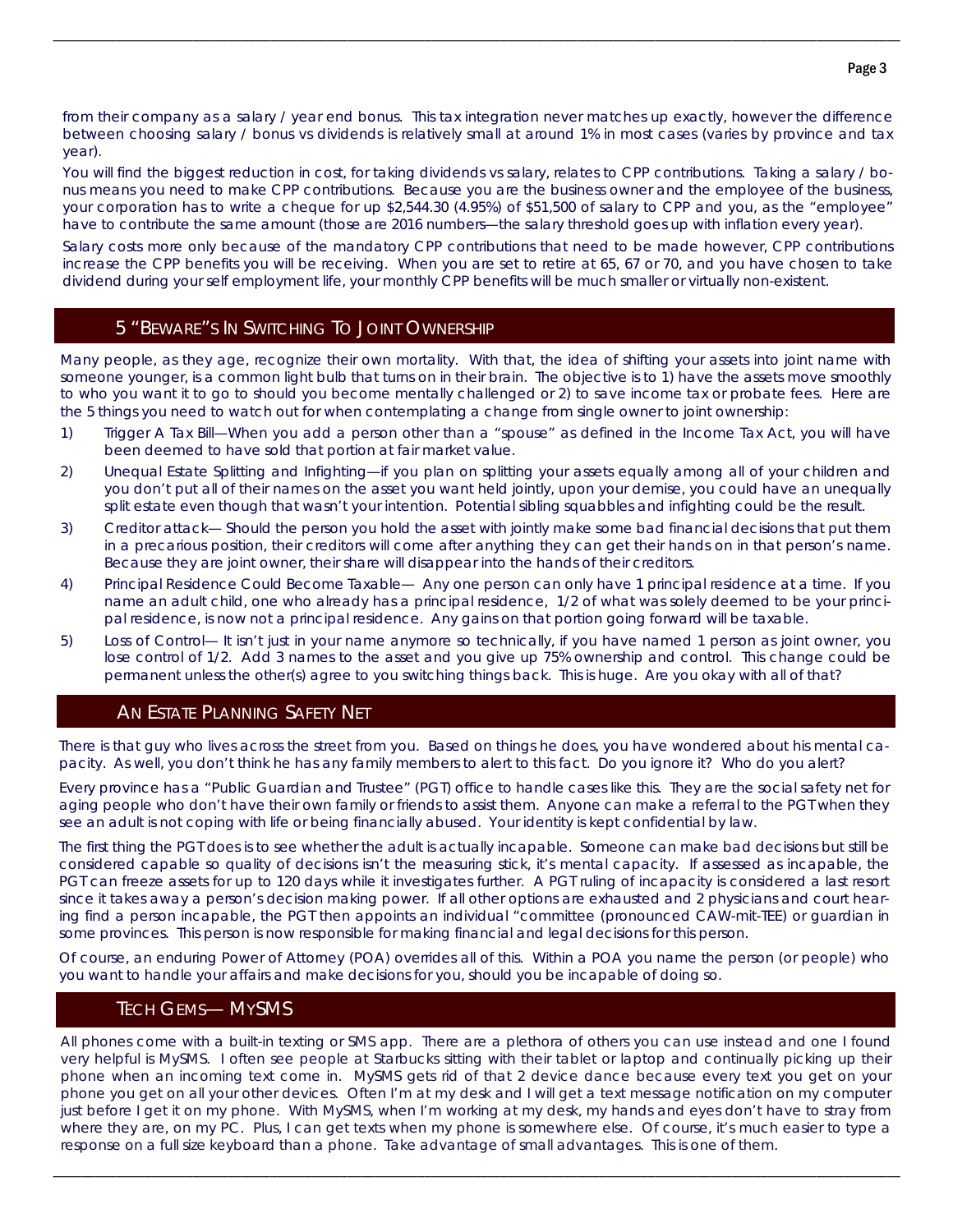from their company as a salary / year end bonus. This tax integration never matches up exactly, however the difference between choosing salary / bonus vs dividends is relatively small at around 1% in most cases (varies by province and tax year).

You will find the biggest reduction in cost, for taking dividends vs salary, relates to CPP contributions. Taking a salary / bonus means you need to make CPP contributions. Because you are the business owner and the employee of the business, your corporation has to write a cheque for up $2,544.30 (4.95%) of $51,500 of salary to CPP and you, as the "employee" have to contribute the same amount (those are 2016 numbers—the salary threshold goes up with inflation every year).

Salary costs more only because of the mandatory CPP contributions that need to be made however, CPP contributions increase the CPP benefits you will be receiving. When you are set to retire at 65, 67 or 70, and you have chosen to take dividend during your self employment life, your monthly CPP benefits will be much smaller or virtually non-existent.

## 5 "Beware"s In Switching To Joint Ownership

Many people, as they age, recognize their own mortality. With that, the idea of shifting your assets into joint name with someone younger, is a common light bulb that turns on in their brain. The objective is to 1) have the assets move smoothly to who you want it to go to should you become mentally challenged or 2) to save income tax or probate fees. Here are the 5 things you need to watch out for when contemplating a change from single owner to joint ownership:

1) Trigger A Tax Bill—When you add a person other than a "spouse" as defined in the Income Tax Act, you will have been deemed to have sold that portion at fair market value.
2) Unequal Estate Splitting and Infighting—if you plan on splitting your assets equally among all of your children and you don't put all of their names on the asset you want held jointly, upon your demise, you could have an unequally split estate even though that wasn't your intention. Potential sibling squabbles and infighting could be the result.
3) Creditor attack— Should the person you hold the asset with jointly make some bad financial decisions that put them in a precarious position, their creditors will come after anything they can get their hands on in that person's name. Because they are joint owner, their share will disappear into the hands of their creditors.
4) Principal Residence Could Become Taxable— Any one person can only have 1 principal residence at a time. If you name an adult child, one who already has a principal residence, 1/2 of what was solely deemed to be your principal residence, is now not a principal residence. Any gains on that portion going forward will be taxable.
5) Loss of Control— It isn't just in your name anymore so technically, if you have named 1 person as joint owner, you lose control of 1/2. Add 3 names to the asset and you give up 75% ownership and control. This change could be permanent unless the other(s) agree to you switching things back. This is huge. Are you okay with all of that?

## An Estate Planning Safety Net

There is that guy who lives across the street from you. Based on things he does, you have wondered about his mental capacity. As well, you don't think he has any family members to alert to this fact. Do you ignore it? Who do you alert?

Every province has a "Public Guardian and Trustee" (PGT) office to handle cases like this. They are the social safety net for aging people who don't have their own family or friends to assist them. Anyone can make a referral to the PGT when they see an adult is not coping with life or being financially abused. Your identity is kept confidential by law.

The first thing the PGT does is to see whether the adult is actually incapable. Someone can make bad decisions but still be considered capable so quality of decisions isn't the measuring stick, it's mental capacity. If assessed as incapable, the PGT can freeze assets for up to 120 days while it investigates further. A PGT ruling of incapacity is considered a last resort since it takes away a person's decision making power. If all other options are exhausted and 2 physicians and court hearing find a person incapable, the PGT then appoints an individual "committee (pronounced CAW-mit-TEE) or guardian in some provinces. This person is now responsible for making financial and legal decisions for this person.

Of course, an enduring Power of Attorney (POA) overrides all of this. Within a POA you name the person (or people) who you want to handle your affairs and make decisions for you, should you be incapable of doing so.

## Tech Gems— MySMS

All phones come with a built-in texting or SMS app. There are a plethora of others you can use instead and one I found very helpful is MySMS. I often see people at Starbucks sitting with their tablet or laptop and continually picking up their phone when an incoming text come in. MySMS gets rid of that 2 device dance because every text you get on your phone you get on all your other devices. Often I'm at my desk and I will get a text message notification on my computer just before I get it on my phone. With MySMS, when I'm working at my desk, my hands and eyes don't have to stray from where they are, on my PC. Plus, I can get texts when my phone is somewhere else. Of course, it's much easier to type a response on a full size keyboard than a phone. Take advantage of small advantages. This is one of them.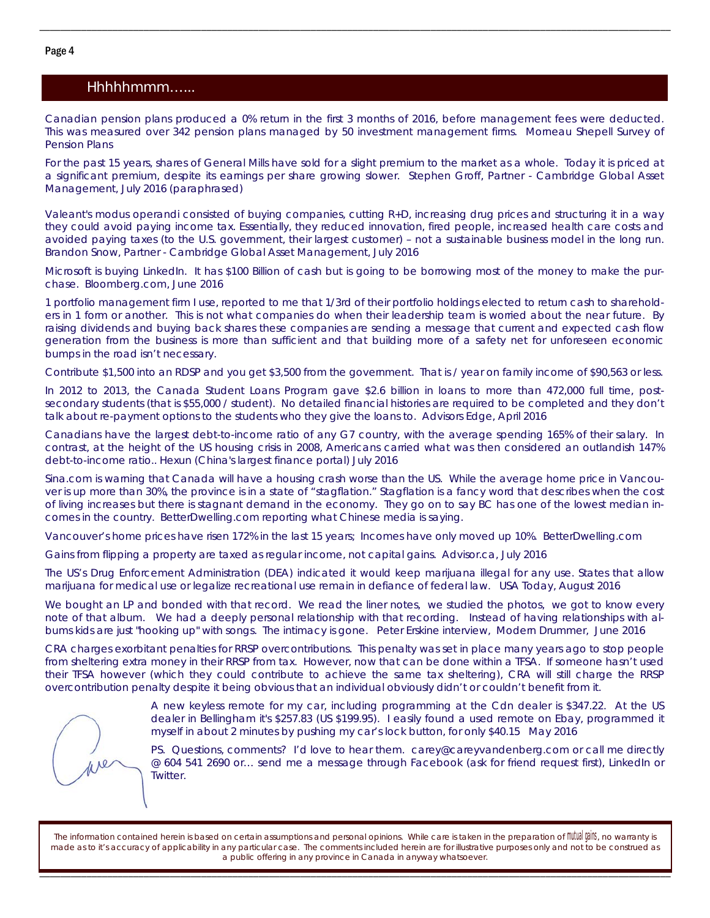## Hhhhhmmm…...

Canadian pension plans produced a 0% return in the first 3 months of 2016, before management fees were deducted. This was measured over 342 pension plans managed by 50 investment management firms. Morneau Shepell Survey of Pension Plans

For the past 15 years, shares of General Mills have sold for a slight premium to the market as a whole. Today it is priced at a significant premium, despite its earnings per share growing slower. Stephen Groff, Partner - Cambridge Global Asset Management, July 2016 (paraphrased)

Valeant's modus operandi consisted of buying companies, cutting R+D, increasing drug prices and structuring it in a way they could avoid paying income tax. Essentially, they reduced innovation, fired people, increased health care costs and avoided paying taxes (to the U.S. government, their largest customer) – not a sustainable business model in the long run. Brandon Snow, Partner - Cambridge Global Asset Management, July 2016

Microsoft is buying LinkedIn. It has $100 Billion of cash but is going to be borrowing most of the money to make the purchase. Bloomberg.com, June 2016

1 portfolio management firm I use, reported to me that 1/3rd of their portfolio holdings elected to return cash to shareholders in 1 form or another. This is not what companies do when their leadership team is worried about the near future. By raising dividends and buying back shares these companies are sending a message that current and expected cash flow generation from the business is more than sufficient and that building more of a safety net for unforeseen economic bumps in the road isn't necessary.

Contribute $1,500 into an RDSP and you get $3,500 from the government. That is / year on family income of $90,563 or less.

In 2012 to 2013, the Canada Student Loans Program gave $2.6 billion in loans to more than 472,000 full time, post-secondary students (that is $55,000 / student). No detailed financial histories are required to be completed and they don't talk about re-payment options to the students who they give the loans to. Advisors Edge, April 2016

Canadians have the largest debt-to-income ratio of any G7 country, with the average spending 165% of their salary. In contrast, at the height of the US housing crisis in 2008, Americans carried what was then considered an outlandish 147% debt-to-income ratio.. Hexun (China's largest finance portal) July 2016

Sina.com is warning that Canada will have a housing crash worse than the US. While the average home price in Vancouver is up more than 30%, the province is in a state of "stagflation." Stagflation is a fancy word that describes when the cost of living increases but there is stagnant demand in the economy. They go on to say BC has one of the lowest median incomes in the country. BetterDwelling.com reporting what Chinese media is saying.

Vancouver's home prices have risen 172% in the last 15 years; Incomes have only moved up 10%. BetterDwelling.com

Gains from flipping a property are taxed as regular income, not capital gains. Advisor.ca, July 2016

The US's Drug Enforcement Administration (DEA) indicated it would keep marijuana illegal for any use. States that allow marijuana for medical use or legalize recreational use remain in defiance of federal law. USA Today, August 2016

We bought an LP and bonded with that record. We read the liner notes, we studied the photos, we got to know every note of that album. We had a deeply personal relationship with that recording. Instead of having relationships with albums kids are just "hooking up" with songs. The intimacy is gone. Peter Erskine interview, Modern Drummer, June 2016

CRA charges exorbitant penalties for RRSP overcontributions. This penalty was set in place many years ago to stop people from sheltering extra money in their RRSP from tax. However, now that can be done within a TFSA. If someone hasn't used their TFSA however (which they could contribute to achieve the same tax sheltering), CRA will still charge the RRSP overcontribution penalty despite it being obvious that an individual obviously didn't or couldn't benefit from it.

A new keyless remote for my car, including programming at the Cdn dealer is $347.22. At the US dealer in Bellingham it's $257.83 (US $199.95). I easily found a used remote on Ebay, programmed it myself in about 2 minutes by pushing my car's lock button, for only $40.15 May 2016

PS. Questions, comments? I'd love to hear them. carey@careyvandenberg.com or call me directly @ 604 541 2690 or… send me a message through Facebook (ask for friend request first), LinkedIn or Twitter.

The information contained herein is based on certain assumptions and personal opinions. While care is taken in the preparation of mutual gains, no warranty is made as to it's accuracy of applicability in any particular case. The comments included herein are for illustrative purposes only and not to be construed as a public offering in any province in Canada in anyway whatsoever.